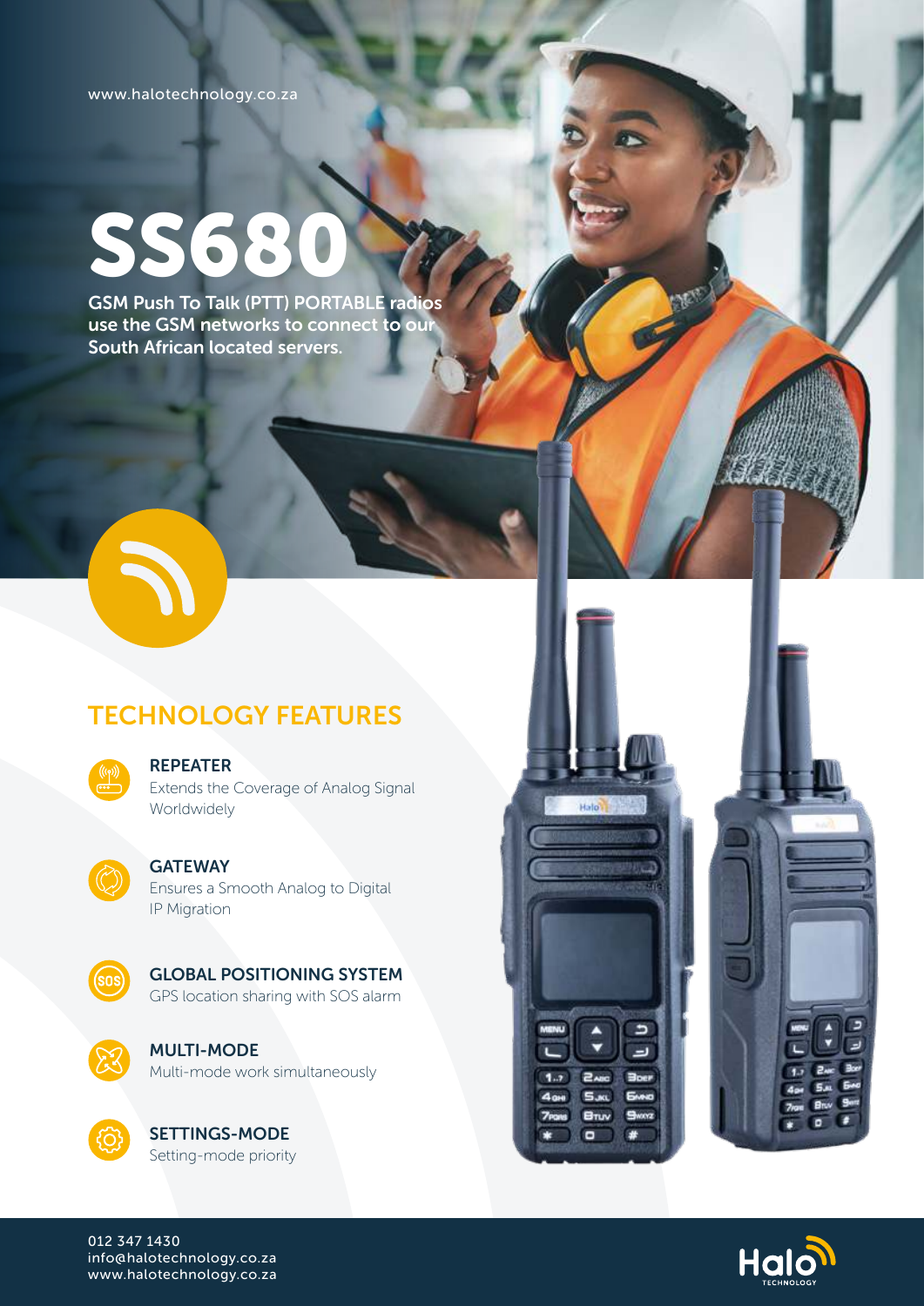www.halotechnology.co.za

# SS680

GSM Push To Talk (PTT) PORTABLE radios use the GSM networks to connect to our South African located servers.

## TECHNOLOGY FEATURES

**REPEATER**
Extends the Coverage of Analog Signal Worldwidely

**GATEWAY**
Ensures a Smooth Analog to Digital IP Migration

**GLOBAL POSITIONING SYSTEM**
GPS location sharing with SOS alarm

**MULTI-MODE**
Multi-mode work simultaneously

**SETTINGS-MODE**
Setting-mode priority

012 347 1430
info@halotechnology.co.za
www.halotechnology.co.za

Halo TECHNOLOGY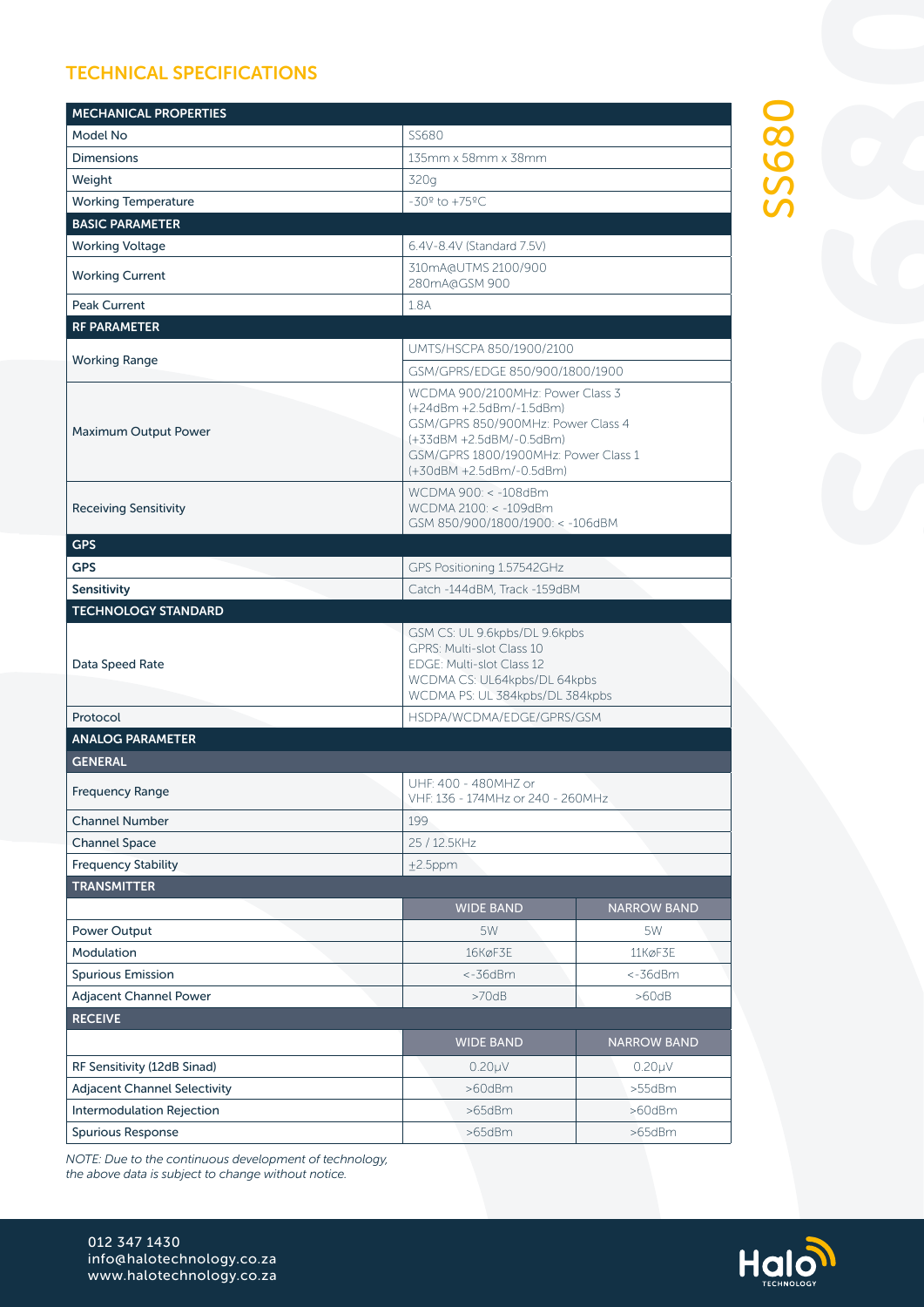## TECHNICAL SPECIFICATIONS

SS680

| MECHANICAL PROPERTIES | | |
|---|---|---|
| Model No | SS680 | |
| Dimensions | 135mm x 58mm x 38mm | |
| Weight | 320g | |
| Working Temperature | -30º to +75ºC | |
| **BASIC PARAMETER** | | |
| Working Voltage | 6.4V-8.4V (Standard 7.5V) | |
| Working Current | 310mA@UTMS 2100/900<br>280mA@GSM 900 | |
| Peak Current | 1.8A | |
| **RF PARAMETER** | | |
| Working Range | UMTS/HSCPA 850/1900/2100<br>GSM/GPRS/EDGE 850/900/1800/1900 | |
| Maximum Output Power | WCDMA 900/2100MHz: Power Class 3 (+24dBm +2.5dBm/-1.5dBm)<br>GSM/GPRS 850/900MHz: Power Class 4 (+33dBM +2.5dBM/-0.5dBm)<br>GSM/GPRS 1800/1900MHz: Power Class 1 (+30dBM +2.5dBm/-0.5dBm) | |
| Receiving Sensitivity | WCDMA 900: < -108dBm<br>WCDMA 2100: < -109dBm<br>GSM 850/900/1800/1900: < -106dBM | |
| **GPS** | | |
| **GPS** | GPS Positioning 1.57542GHz | |
| **Sensitivity** | Catch -144dBM, Track -159dBM | |
| **TECHNOLOGY STANDARD** | | |
| Data Speed Rate | GSM CS: UL 9.6kpbs/DL 9.6kpbs<br>GPRS: Multi-slot Class 10<br>EDGE: Multi-slot Class 12<br>WCDMA CS: UL64kpbs/DL 64kpbs<br>WCDMA PS: UL 384kpbs/DL 384kpbs | |
| Protocol | HSDPA/WCDMA/EDGE/GPRS/GSM | |
| **ANALOG PARAMETER** | | |
| **GENERAL** | | |
| Frequency Range | UHF: 400 - 480MHZ or<br>VHF: 136 - 174MHz or 240 - 260MHz | |
| Channel Number | 199 | |
| Channel Space | 25 / 12.5KHz | |
| Frequency Stability | ±2.5ppm | |
| **TRANSMITTER** | | |
| | WIDE BAND | NARROW BAND |
| Power Output | 5W | 5W |
| Modulation | 16KøF3E | 11KøF3E |
| Spurious Emission | <-36dBm | <-36dBm |
| Adjacent Channel Power | >70dB | >60dB |
| **RECEIVE** | | |
| | WIDE BAND | NARROW BAND |
| RF Sensitivity (12dB Sinad) | 0.20μV | 0.20μV |
| Adjacent Channel Selectivity | >60dBm | >55dBm |
| Intermodulation Rejection | >65dBm | >60dBm |
| Spurious Response | >65dBm | >65dBm |

*NOTE: Due to the continuous development of technology, the above data is subject to change without notice.*

012 347 1430
info@halotechnology.co.za
www.halotechnology.co.za

Halo TECHNOLOGY